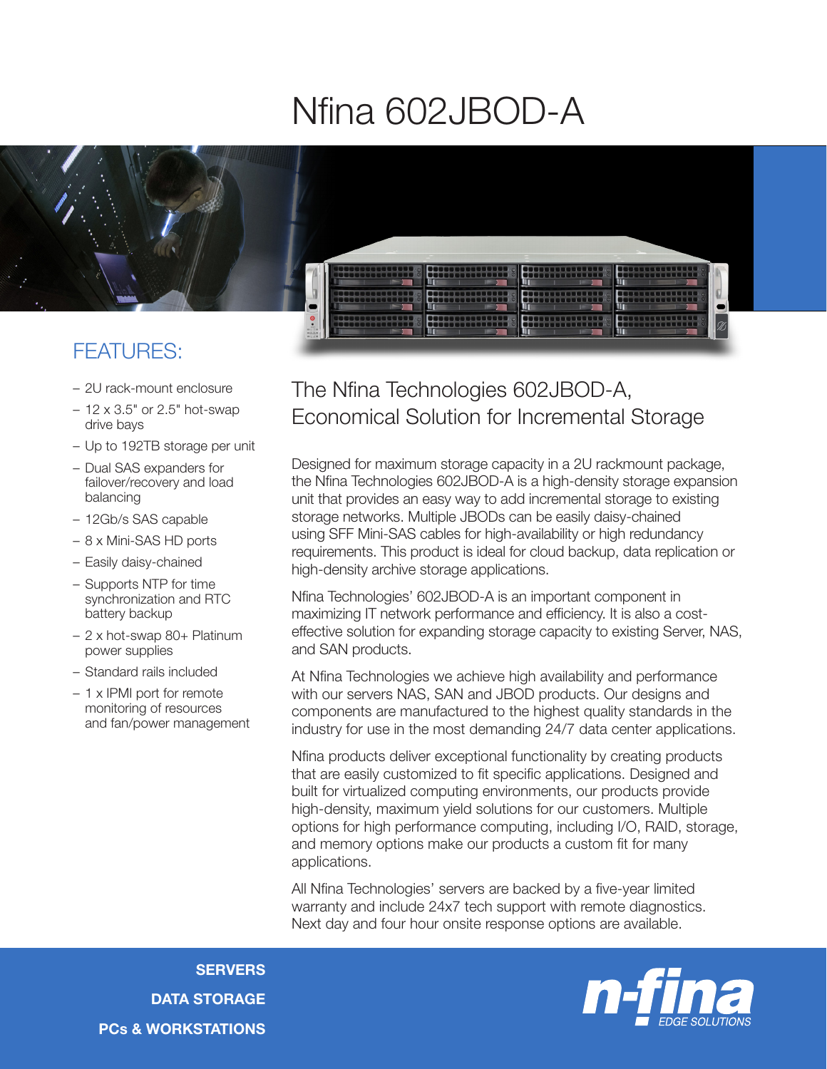# Nfina 602JBOD-A

## FEATURES:

- 2U rack-mount enclosure
- 12 x 3.5" or 2.5" hot-swap drive bays
- Up to 192TB storage per unit
- Dual SAS expanders for failover/recovery and load balancing
- 12Gb/s SAS capable
- 8 x Mini-SAS HD ports
- Easily daisy-chained
- Supports NTP for time synchronization and RTC battery backup
- 2 x hot-swap 80+ Platinum power supplies
- Standard rails included
- 1 x IPMI port for remote monitoring of resources and fan/power management

## The Nfina Technologies 602JBOD-A, Economical Solution for Incremental Storage

Designed for maximum storage capacity in a 2U rackmount package, the Nfina Technologies 602JBOD-A is a high-density storage expansion unit that provides an easy way to add incremental storage to existing storage networks. Multiple JBODs can be easily daisy-chained using SFF Mini-SAS cables for high-availability or high redundancy requirements. This product is ideal for cloud backup, data replication or high-density archive storage applications.

Nfina Technologies' 602JBOD-A is an important component in maximizing IT network performance and efficiency. It is also a cost-effective solution for expanding storage capacity to existing Server, NAS, and SAN products.

At Nfina Technologies we achieve high availability and performance with our servers NAS, SAN and JBOD products. Our designs and components are manufactured to the highest quality standards in the industry for use in the most demanding 24/7 data center applications.

Nfina products deliver exceptional functionality by creating products that are easily customized to fit specific applications. Designed and built for virtualized computing environments, our products provide high-density, maximum yield solutions for our customers. Multiple options for high performance computing, including I/O, RAID, storage, and memory options make our products a custom fit for many applications.

All Nfina Technologies' servers are backed by a five-year limited warranty and include 24x7 tech support with remote diagnostics. Next day and four hour onsite response options are available.

**SERVERS**
**DATA STORAGE**
**PCs & WORKSTATIONS**

n-fina EDGE SOLUTIONS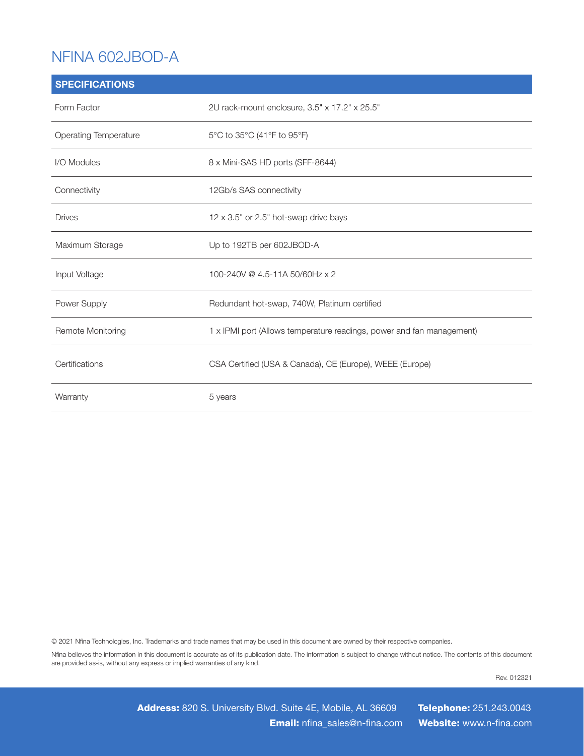# NFINA 602JBOD-A

| SPECIFICATIONS | |
|---|---|
| Form Factor | 2U rack-mount enclosure, 3.5" x 17.2" x 25.5" |
| Operating Temperature | 5°C to 35°C (41°F to 95°F) |
| I/O Modules | 8 x Mini-SAS HD ports (SFF-8644) |
| Connectivity | 12Gb/s SAS connectivity |
| Drives | 12 x 3.5" or 2.5" hot-swap drive bays |
| Maximum Storage | Up to 192TB per 602JBOD-A |
| Input Voltage | 100-240V @ 4.5-11A 50/60Hz x 2 |
| Power Supply | Redundant hot-swap, 740W, Platinum certified |
| Remote Monitoring | 1 x IPMI port (Allows temperature readings, power and fan management) |
| Certifications | CSA Certified (USA & Canada), CE (Europe), WEEE (Europe) |
| Warranty | 5 years |

© 2021 Nfina Technologies, Inc. Trademarks and trade names that may be used in this document are owned by their respective companies.

Nfina believes the information in this document is accurate as of its publication date. The information is subject to change without notice. The contents of this document are provided as-is, without any express or implied warranties of any kind.

Rev. 012321

**Address:** 820 S. University Blvd. Suite 4E, Mobile, AL 36609 **Telephone:** 251.243.0043
**Email:** nfina_sales@n-fina.com **Website:** www.n-fina.com